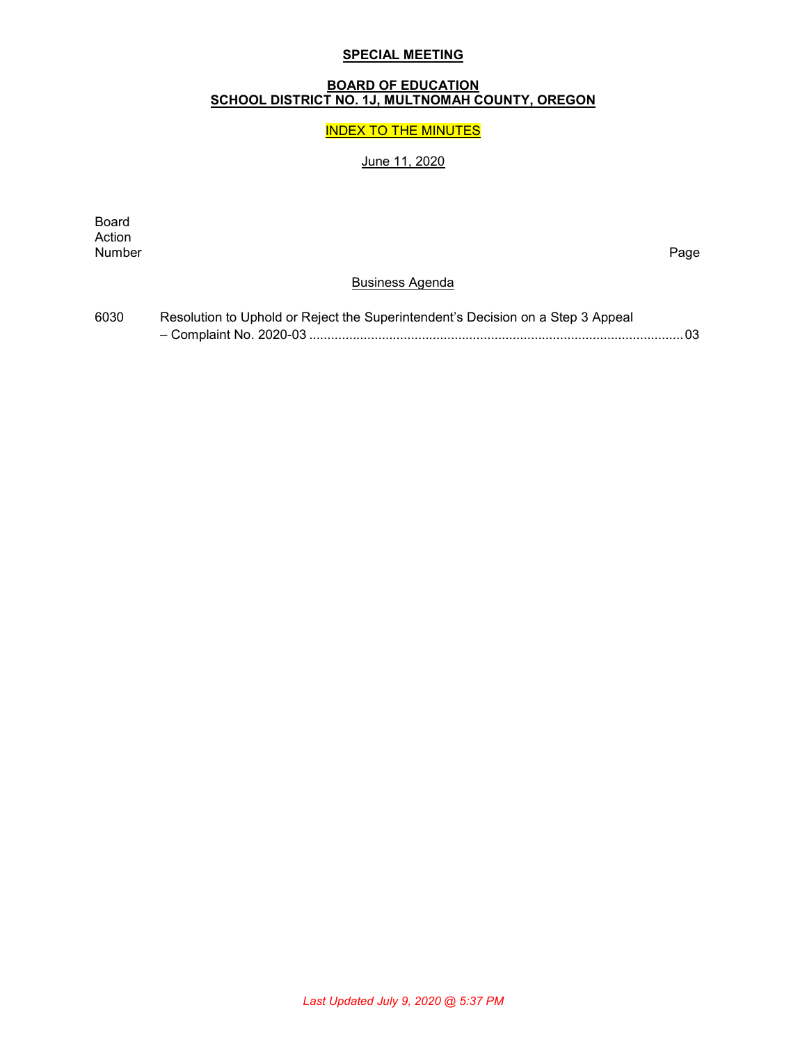**SPECIAL MEETING**

**BOARD OF EDUCATION**
**SCHOOL DISTRICT NO. 1J, MULTNOMAH COUNTY, OREGON**

INDEX TO THE MINUTES

June 11, 2020

| Board Action Number | | Page |
|---|---|---|
| | Business Agenda | |
| 6030 | Resolution to Uphold or Reject the Superintendent's Decision on a Step 3 Appeal – Complaint No. 2020-03 | 03 |

*Last Updated July 9, 2020 @ 5:37 PM*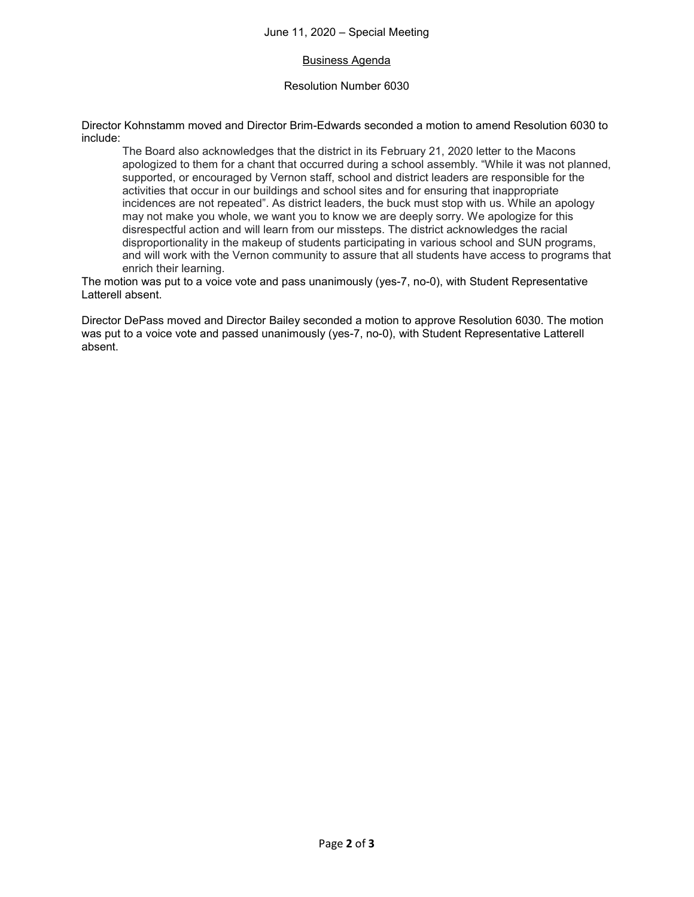June 11, 2020 – Special Meeting

Business Agenda

Resolution Number 6030

Director Kohnstamm moved and Director Brim-Edwards seconded a motion to amend Resolution 6030 to include:

> The Board also acknowledges that the district in its February 21, 2020 letter to the Macons apologized to them for a chant that occurred during a school assembly. "While it was not planned, supported, or encouraged by Vernon staff, school and district leaders are responsible for the activities that occur in our buildings and school sites and for ensuring that inappropriate incidences are not repeated". As district leaders, the buck must stop with us. While an apology may not make you whole, we want you to know we are deeply sorry. We apologize for this disrespectful action and will learn from our missteps. The district acknowledges the racial disproportionality in the makeup of students participating in various school and SUN programs, and will work with the Vernon community to assure that all students have access to programs that enrich their learning.

The motion was put to a voice vote and pass unanimously (yes-7, no-0), with Student Representative Latterell absent.

Director DePass moved and Director Bailey seconded a motion to approve Resolution 6030. The motion was put to a voice vote and passed unanimously (yes-7, no-0), with Student Representative Latterell absent.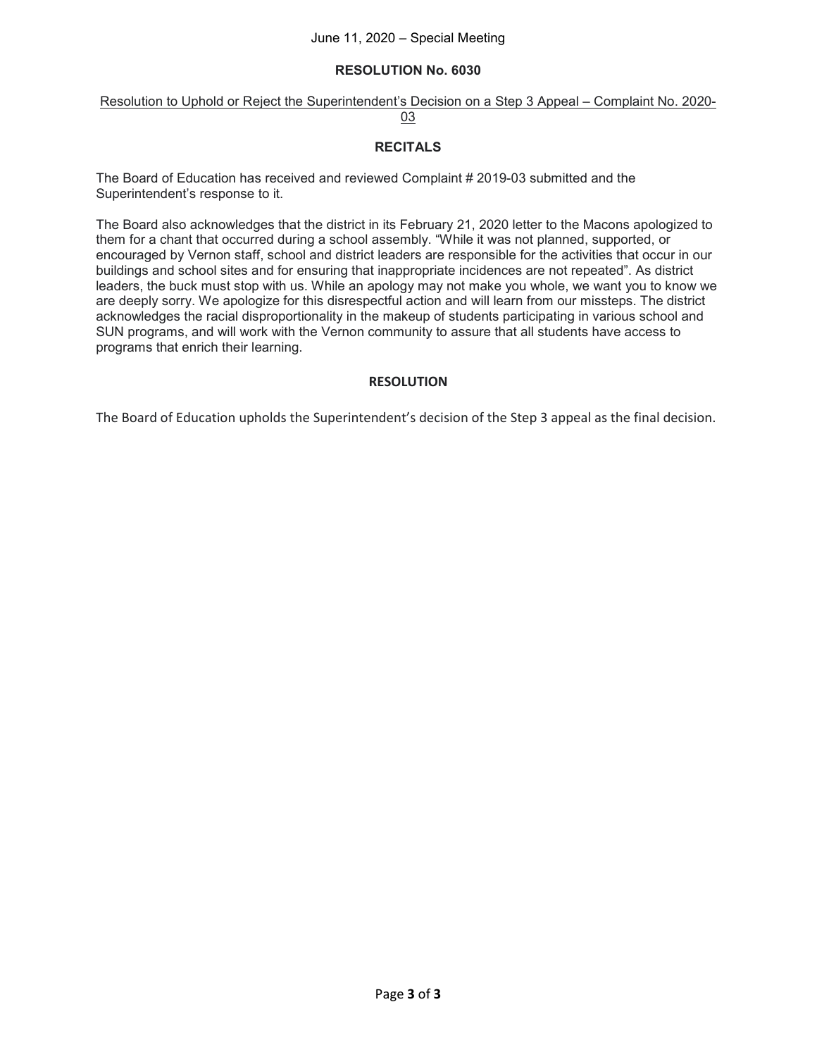June 11, 2020 – Special Meeting

## RESOLUTION No. 6030

Resolution to Uphold or Reject the Superintendent's Decision on a Step 3 Appeal – Complaint No. 2020-03

### RECITALS

The Board of Education has received and reviewed Complaint # 2019-03 submitted and the Superintendent's response to it.

The Board also acknowledges that the district in its February 21, 2020 letter to the Macons apologized to them for a chant that occurred during a school assembly. "While it was not planned, supported, or encouraged by Vernon staff, school and district leaders are responsible for the activities that occur in our buildings and school sites and for ensuring that inappropriate incidences are not repeated". As district leaders, the buck must stop with us. While an apology may not make you whole, we want you to know we are deeply sorry. We apologize for this disrespectful action and will learn from our missteps. The district acknowledges the racial disproportionality in the makeup of students participating in various school and SUN programs, and will work with the Vernon community to assure that all students have access to programs that enrich their learning.

### RESOLUTION

The Board of Education upholds the Superintendent's decision of the Step 3 appeal as the final decision.